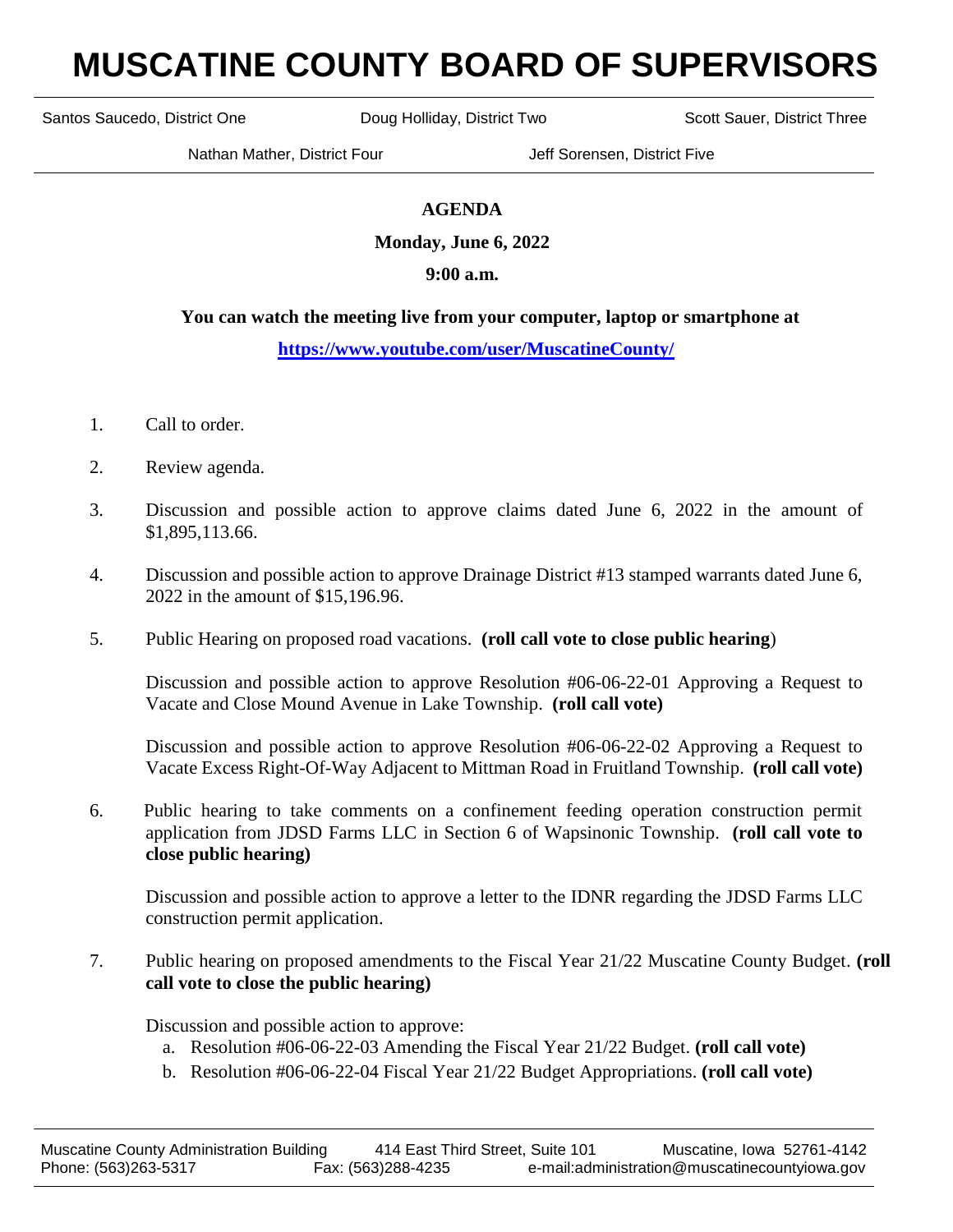# MUSCATINE COUNTY BOARD OF SUPERVISORS

Santos Saucedo, District One    Doug Holliday, District Two    Scott Sauer, District Three

Nathan Mather, District Four    Jeff Sorensen, District Five

**AGENDA**

**Monday, June 6, 2022**

**9:00 a.m.**

**You can watch the meeting live from your computer, laptop or smartphone at**

**https://www.youtube.com/user/MuscatineCounty/**

1. Call to order.

2. Review agenda.

3. Discussion and possible action to approve claims dated June 6, 2022 in the amount of $1,895,113.66.

4. Discussion and possible action to approve Drainage District #13 stamped warrants dated June 6, 2022 in the amount of $15,196.96.

5. Public Hearing on proposed road vacations. **(roll call vote to close public hearing**)

   Discussion and possible action to approve Resolution #06-06-22-01 Approving a Request to Vacate and Close Mound Avenue in Lake Township. **(roll call vote)**

   Discussion and possible action to approve Resolution #06-06-22-02 Approving a Request to Vacate Excess Right-Of-Way Adjacent to Mittman Road in Fruitland Township. **(roll call vote)**

6. Public hearing to take comments on a confinement feeding operation construction permit application from JDSD Farms LLC in Section 6 of Wapsinonic Township. **(roll call vote to close public hearing)**

   Discussion and possible action to approve a letter to the IDNR regarding the JDSD Farms LLC construction permit application.

7. Public hearing on proposed amendments to the Fiscal Year 21/22 Muscatine County Budget. **(roll call vote to close the public hearing)**

   Discussion and possible action to approve:
   a. Resolution #06-06-22-03 Amending the Fiscal Year 21/22 Budget. **(roll call vote)**
   b. Resolution #06-06-22-04 Fiscal Year 21/22 Budget Appropriations. **(roll call vote)**

Muscatine County Administration Building    414 East Third Street, Suite 101    Muscatine, Iowa 52761-4142
Phone: (563)263-5317    Fax: (563)288-4235    e-mail:administration@muscatinecountyiowa.gov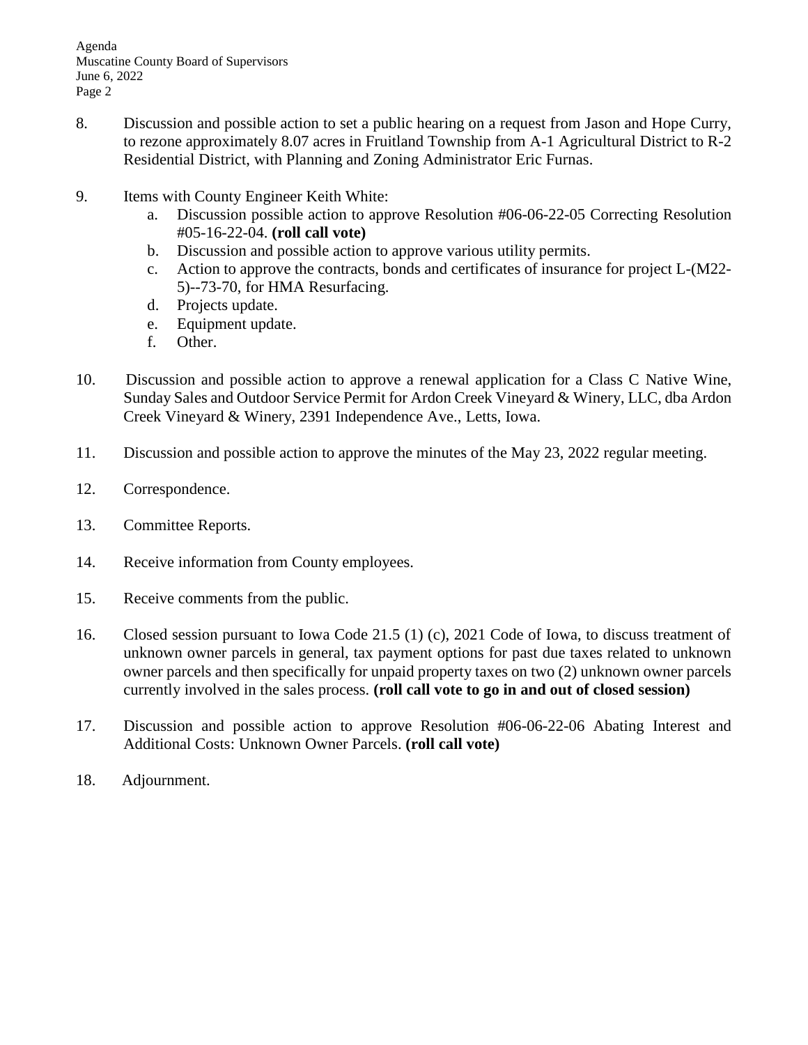8. Discussion and possible action to set a public hearing on a request from Jason and Hope Curry, to rezone approximately 8.07 acres in Fruitland Township from A-1 Agricultural District to R-2 Residential District, with Planning and Zoning Administrator Eric Furnas.

9. Items with County Engineer Keith White:
   a. Discussion possible action to approve Resolution #06-06-22-05 Correcting Resolution #05-16-22-04. **(roll call vote)**
   b. Discussion and possible action to approve various utility permits.
   c. Action to approve the contracts, bonds and certificates of insurance for project L-(M22-5)--73-70, for HMA Resurfacing.
   d. Projects update.
   e. Equipment update.
   f. Other.

10. Discussion and possible action to approve a renewal application for a Class C Native Wine, Sunday Sales and Outdoor Service Permit for Ardon Creek Vineyard & Winery, LLC, dba Ardon Creek Vineyard & Winery, 2391 Independence Ave., Letts, Iowa.

11. Discussion and possible action to approve the minutes of the May 23, 2022 regular meeting.

12. Correspondence.

13. Committee Reports.

14. Receive information from County employees.

15. Receive comments from the public.

16. Closed session pursuant to Iowa Code 21.5 (1) (c), 2021 Code of Iowa, to discuss treatment of unknown owner parcels in general, tax payment options for past due taxes related to unknown owner parcels and then specifically for unpaid property taxes on two (2) unknown owner parcels currently involved in the sales process. **(roll call vote to go in and out of closed session)**

17. Discussion and possible action to approve Resolution #06-06-22-06 Abating Interest and Additional Costs: Unknown Owner Parcels. **(roll call vote)**

18. Adjournment.